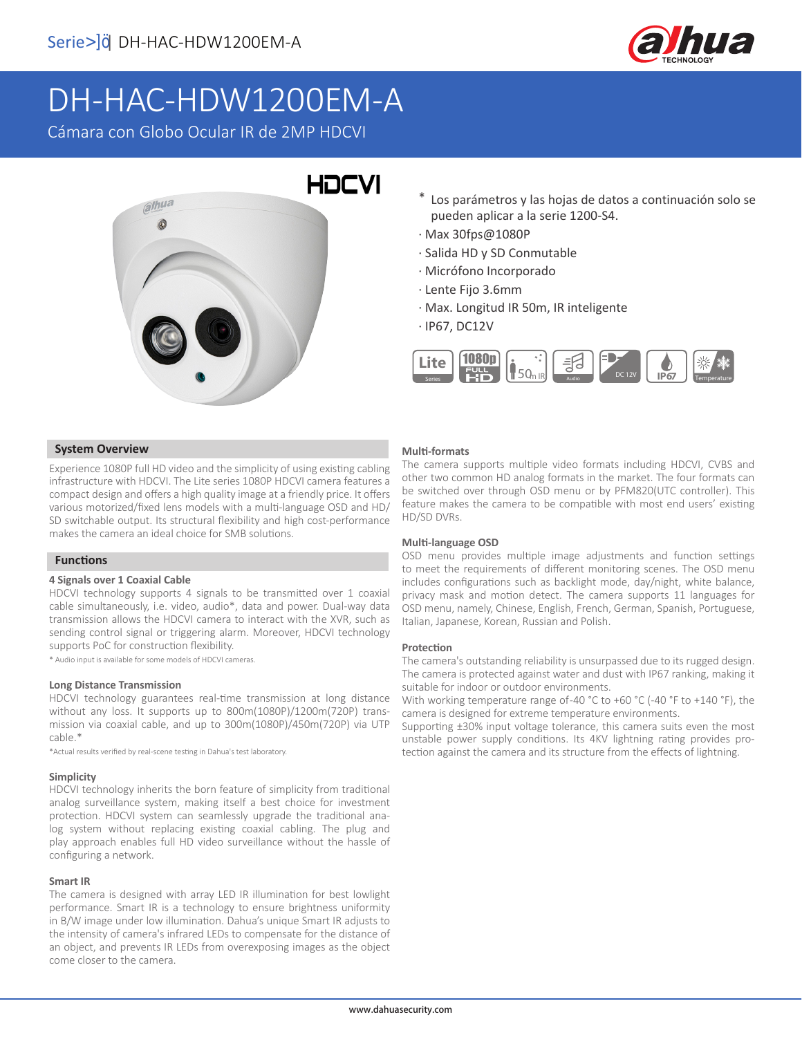# DH-HAC-HDW1200EM-A

Cámara con Globo Ocular IR de 2MP HDCVI

\* Los parámetros y las hojas de datos a continuación solo se pueden aplicar a la serie 1200-S4.

- Max 30fps@1080P
- Salida HD y SD Conmutable
- Micrófono Incorporado
- Lente Fijo 3.6mm
- Max. Longitud IR 50m, IR inteligente
- IP67, DC12V

## System Overview

Experience 1080P full HD video and the simplicity of using existing cabling infrastructure with HDCVI. The Lite series 1080P HDCVI camera features a compact design and offers a high quality image at a friendly price. It offers various motorized/fixed lens models with a multi-language OSD and HD/SD switchable output. Its structural flexibility and high cost-performance makes the camera an ideal choice for SMB solutions.

## Functions

### 4 Signals over 1 Coaxial Cable

HDCVI technology supports 4 signals to be transmitted over 1 coaxial cable simultaneously, i.e. video, audio*, data and power. Dual-way data transmission allows the HDCVI camera to interact with the XVR, such as sending control signal or triggering alarm. Moreover, HDCVI technology supports PoC for construction flexibility.

\* Audio input is available for some models of HDCVI cameras.

### Long Distance Transmission

HDCVI technology guarantees real-time transmission at long distance without any loss. It supports up to 800m(1080P)/1200m(720P) transmission via coaxial cable, and up to 300m(1080P)/450m(720P) via UTP cable.*

*Actual results verified by real-scene testing in Dahua's test laboratory.

### Simplicity

HDCVI technology inherits the born feature of simplicity from traditional analog surveillance system, making itself a best choice for investment protection. HDCVI system can seamlessly upgrade the traditional analog system without replacing existing coaxial cabling. The plug and play approach enables full HD video surveillance without the hassle of configuring a network.

### Smart IR

The camera is designed with array LED IR illumination for best lowlight performance. Smart IR is a technology to ensure brightness uniformity in B/W image under low illumination. Dahua's unique Smart IR adjusts to the intensity of camera's infrared LEDs to compensate for the distance of an object, and prevents IR LEDs from overexposing images as the object come closer to the camera.

### Multi-formats

The camera supports multiple video formats including HDCVI, CVBS and other two common HD analog formats in the market. The four formats can be switched over through OSD menu or by PFM820(UTC controller). This feature makes the camera to be compatible with most end users' existing HD/SD DVRs.

### Multi-language OSD

OSD menu provides multiple image adjustments and function settings to meet the requirements of different monitoring scenes. The OSD menu includes configurations such as backlight mode, day/night, white balance, privacy mask and motion detect. The camera supports 11 languages for OSD menu, namely, Chinese, English, French, German, Spanish, Portuguese, Italian, Japanese, Korean, Russian and Polish.

### Protection

The camera's outstanding reliability is unsurpassed due to its rugged design. The camera is protected against water and dust with IP67 ranking, making it suitable for indoor or outdoor environments.

With working temperature range of-40 °C to +60 °C (-40 °F to +140 °F), the camera is designed for extreme temperature environments.

Supporting ±30% input voltage tolerance, this camera suits even the most unstable power supply conditions. Its 4KV lightning rating provides protection against the camera and its structure from the effects of lightning.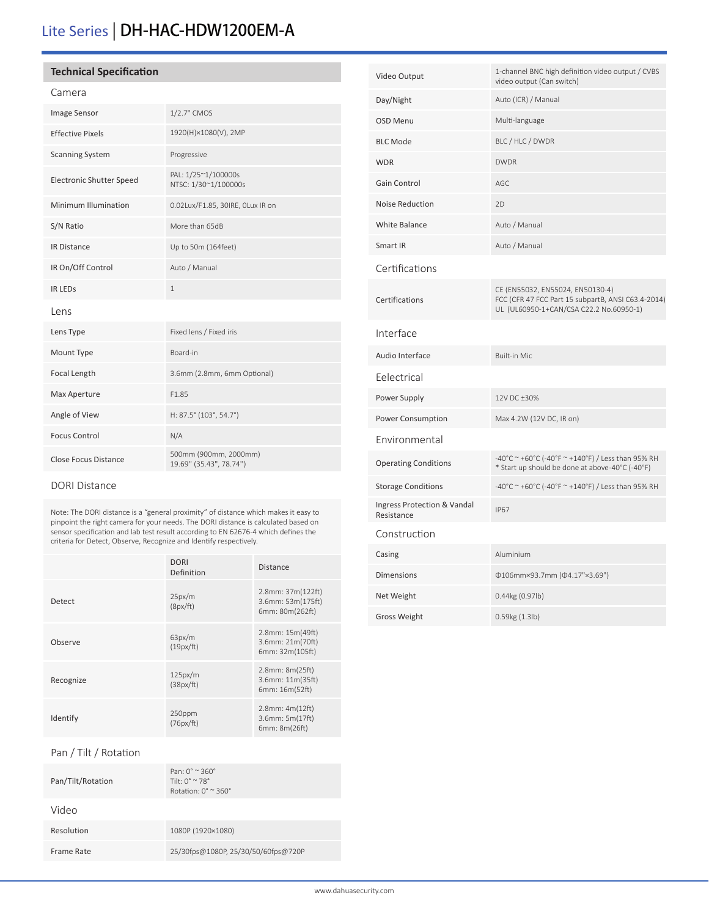# Lite Series | DH-HAC-HDW1200EM-A

## Technical Specification

### Camera

| | |
|---|---|
| Image Sensor | 1/2.7" CMOS |
| Effective Pixels | 1920(H)×1080(V), 2MP |
| Scanning System | Progressive |
| Electronic Shutter Speed | PAL: 1/25~1/100000s<br>NTSC: 1/30~1/100000s |
| Minimum Illumination | 0.02Lux/F1.85, 30IRE, 0Lux IR on |
| S/N Ratio | More than 65dB |
| IR Distance | Up to 50m (164feet) |
| IR On/Off Control | Auto / Manual |
| IR LEDs | 1 |

### Lens

| | |
|---|---|
| Lens Type | Fixed lens / Fixed iris |
| Mount Type | Board-in |
| Focal Length | 3.6mm (2.8mm, 6mm Optional) |
| Max Aperture | F1.85 |
| Angle of View | H: 87.5° (103°, 54.7°) |
| Focus Control | N/A |
| Close Focus Distance | 500mm (900mm, 2000mm)<br>19.69" (35.43", 78.74") |

### DORI Distance

Note: The DORI distance is a "general proximity" of distance which makes it easy to pinpoint the right camera for your needs. The DORI distance is calculated based on sensor specification and lab test result according to EN 62676-4 which defines the criteria for Detect, Observe, Recognize and Identify respectively.

| | DORI Definition | Distance |
|---|---|---|
| Detect | 25px/m<br>(8px/ft) | 2.8mm: 37m(122ft)<br>3.6mm: 53m(175ft)<br>6mm: 80m(262ft) |
| Observe | 63px/m<br>(19px/ft) | 2.8mm: 15m(49ft)<br>3.6mm: 21m(70ft)<br>6mm: 32m(105ft) |
| Recognize | 125px/m<br>(38px/ft) | 2.8mm: 8m(25ft)<br>3.6mm: 11m(35ft)<br>6mm: 16m(52ft) |
| Identify | 250ppm<br>(76px/ft) | 2.8mm: 4m(12ft)<br>3.6mm: 5m(17ft)<br>6mm: 8m(26ft) |

### Pan / Tilt / Rotation

| | |
|---|---|
| Pan/Tilt/Rotation | Pan: 0° ~ 360°<br>Tilt: 0° ~ 78°<br>Rotation: 0° ~ 360° |

### Video

| | |
|---|---|
| Resolution | 1080P (1920×1080) |
| Frame Rate | 25/30fps@1080P, 25/30/50/60fps@720P |
| Video Output | 1-channel BNC high definition video output / CVBS video output (Can switch) |
| Day/Night | Auto (ICR) / Manual |
| OSD Menu | Multi-language |
| BLC Mode | BLC / HLC / DWDR |
| WDR | DWDR |
| Gain Control | AGC |
| Noise Reduction | 2D |
| White Balance | Auto / Manual |
| Smart IR | Auto / Manual |

### Certifications

| | |
|---|---|
| Certifications | CE (EN55032, EN55024, EN50130-4)<br>FCC (CFR 47 FCC Part 15 subpartB, ANSI C63.4-2014)<br>UL (UL60950-1+CAN/CSA C22.2 No.60950-1) |

### Interface

| | |
|---|---|
| Audio Interface | Built-in Mic |

### Eelectrical

| | |
|---|---|
| Power Supply | 12V DC ±30% |
| Power Consumption | Max 4.2W (12V DC, IR on) |

### Environmental

| | |
|---|---|
| Operating Conditions | -40°C ~ +60°C (-40°F ~ +140°F) / Less than 95% RH<br>* Start up should be done at above-40°C (-40°F) |
| Storage Conditions | -40°C ~ +60°C (-40°F ~ +140°F) / Less than 95% RH |
| Ingress Protection & Vandal Resistance | IP67 |

### Construction

| | |
|---|---|
| Casing | Aluminium |
| Dimensions | Φ106mm×93.7mm (Φ4.17"×3.69") |
| Net Weight | 0.44kg (0.97lb) |
| Gross Weight | 0.59kg (1.3lb) |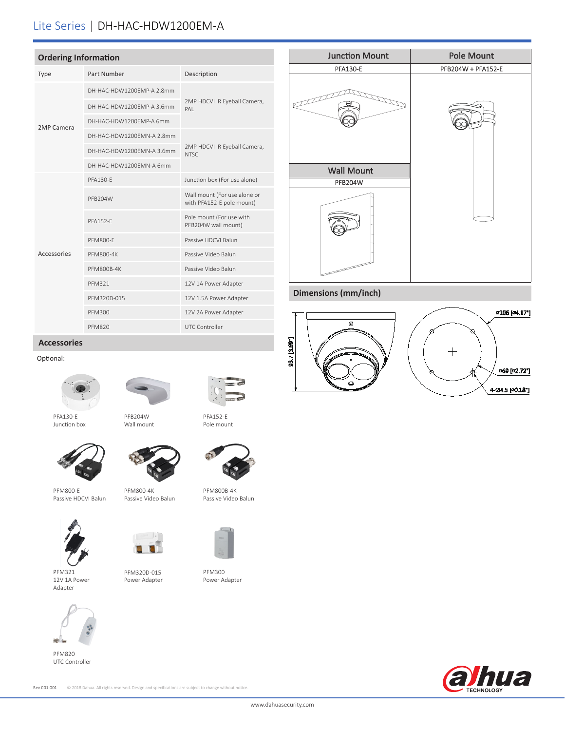# Lite Series | DH-HAC-HDW1200EM-A

## Ordering Information

| Type | Part Number | Description |
|---|---|---|
| 2MP Camera | DH-HAC-HDW1200EMP-A 2.8mm | 2MP HDCVI IR Eyeball Camera, PAL |
| | DH-HAC-HDW1200EMP-A 3.6mm | |
| | DH-HAC-HDW1200EMP-A 6mm | |
| | DH-HAC-HDW1200EMN-A 2.8mm | 2MP HDCVI IR Eyeball Camera, NTSC |
| | DH-HAC-HDW1200EMN-A 3.6mm | |
| | DH-HAC-HDW1200EMN-A 6mm | |
| Accessories | PFA130-E | Junction box (For use alone) |
| | PFB204W | Wall mount (For use alone or with PFA152-E pole mount) |
| | PFA152-E | Pole mount (For use with PFB204W wall mount) |
| | PFM800-E | Passive HDCVI Balun |
| | PFM800-4K | Passive Video Balun |
| | PFM800B-4K | Passive Video Balun |
| | PFM321 | 12V 1A Power Adapter |
| | PFM320D-015 | 12V 1.5A Power Adapter |
| | PFM300 | 12V 2A Power Adapter |
| | PFM820 | UTC Controller |

## Accessories

Optional:

PFA130-E
Junction box

PFB204W
Wall mount

PFA152-E
Pole mount

PFM800-E
Passive HDCVI Balun

PFM800-4K
Passive Video Balun

PFM800B-4K
Passive Video Balun

PFM321
12V 1A Power Adapter

PFM320D-015
Power Adapter

PFM300
Power Adapter

PFM820
UTC Controller

| Junction Mount | Pole Mount |
|---|---|
| PFA130-E | PFB204W + PFA152-E |

| Wall Mount |
|---|
| PFB204W |

## Dimensions (mm/inch)

93.7 [3.69"]

Ø106 [Ø4.17"]

Ø69 [Ø2.72"]

4-Ø4.5 [Ø0.18"]

Rev 001.001 © 2018 Dahua. All rights reserved. Design and specifications are subject to change without notice.

www.dahuasecurity.com